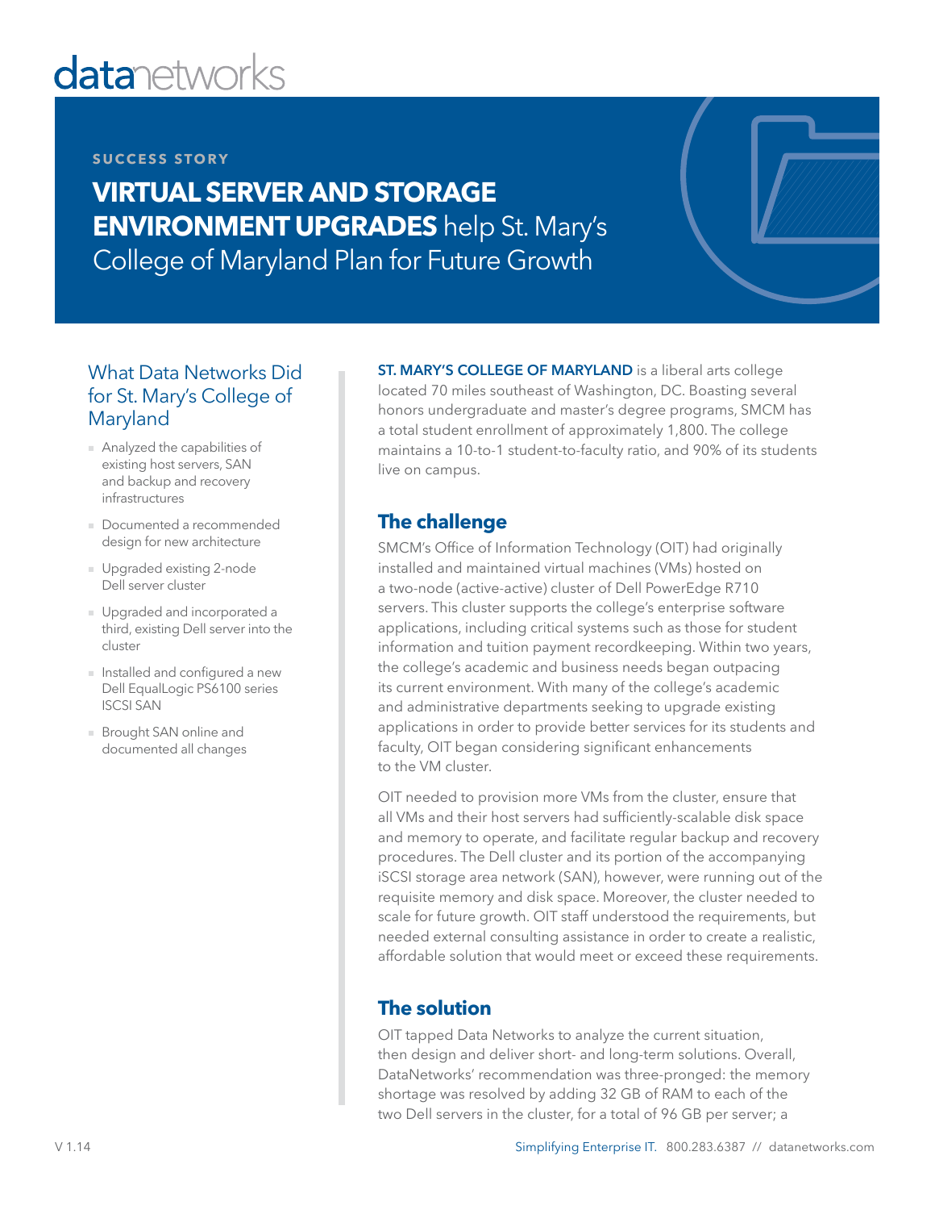datanetworks

**SUCCESS STORY**

# VIRTUAL SERVER AND STORAGE ENVIRONMENT UPGRADES help St. Mary's College of Maryland Plan for Future Growth

## What Data Networks Did for St. Mary's College of Maryland

- Analyzed the capabilities of existing host servers, SAN and backup and recovery infrastructures
- Documented a recommended design for new architecture
- Upgraded existing 2-node Dell server cluster
- Upgraded and incorporated a third, existing Dell server into the cluster
- Installed and configured a new Dell EqualLogic PS6100 series ISCSI SAN
- Brought SAN online and documented all changes

**ST. MARY'S COLLEGE OF MARYLAND** is a liberal arts college located 70 miles southeast of Washington, DC. Boasting several honors undergraduate and master's degree programs, SMCM has a total student enrollment of approximately 1,800. The college maintains a 10-to-1 student-to-faculty ratio, and 90% of its students live on campus.

## The challenge

SMCM's Office of Information Technology (OIT) had originally installed and maintained virtual machines (VMs) hosted on a two-node (active-active) cluster of Dell PowerEdge R710 servers. This cluster supports the college's enterprise software applications, including critical systems such as those for student information and tuition payment recordkeeping. Within two years, the college's academic and business needs began outpacing its current environment. With many of the college's academic and administrative departments seeking to upgrade existing applications in order to provide better services for its students and faculty, OIT began considering significant enhancements to the VM cluster.

OIT needed to provision more VMs from the cluster, ensure that all VMs and their host servers had sufficiently-scalable disk space and memory to operate, and facilitate regular backup and recovery procedures. The Dell cluster and its portion of the accompanying iSCSI storage area network (SAN), however, were running out of the requisite memory and disk space. Moreover, the cluster needed to scale for future growth. OIT staff understood the requirements, but needed external consulting assistance in order to create a realistic, affordable solution that would meet or exceed these requirements.

## The solution

OIT tapped Data Networks to analyze the current situation, then design and deliver short- and long-term solutions. Overall, DataNetworks' recommendation was three-pronged: the memory shortage was resolved by adding 32 GB of RAM to each of the two Dell servers in the cluster, for a total of 96 GB per server; a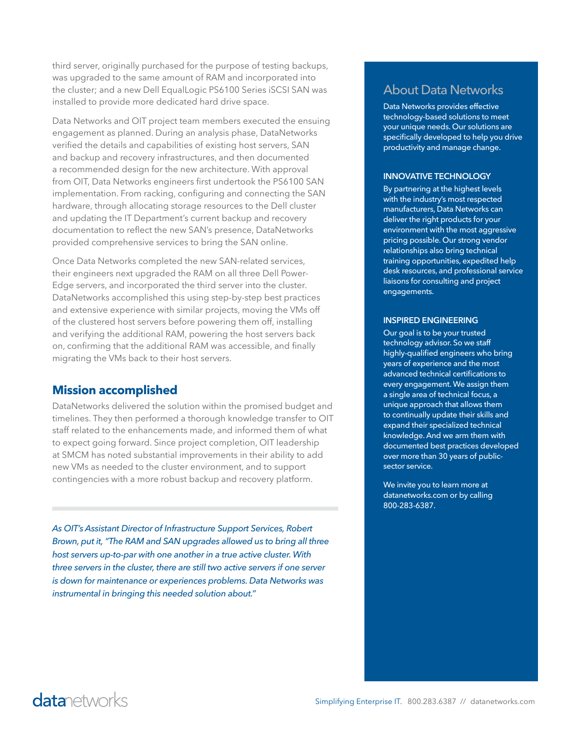third server, originally purchased for the purpose of testing backups, was upgraded to the same amount of RAM and incorporated into the cluster; and a new Dell EqualLogic PS6100 Series iSCSI SAN was installed to provide more dedicated hard drive space.

Data Networks and OIT project team members executed the ensuing engagement as planned. During an analysis phase, DataNetworks verified the details and capabilities of existing host servers, SAN and backup and recovery infrastructures, and then documented a recommended design for the new architecture. With approval from OIT, Data Networks engineers first undertook the PS6100 SAN implementation. From racking, configuring and connecting the SAN hardware, through allocating storage resources to the Dell cluster and updating the IT Department's current backup and recovery documentation to reflect the new SAN's presence, DataNetworks provided comprehensive services to bring the SAN online.

Once Data Networks completed the new SAN-related services, their engineers next upgraded the RAM on all three Dell PowerEdge servers, and incorporated the third server into the cluster. DataNetworks accomplished this using step-by-step best practices and extensive experience with similar projects, moving the VMs off of the clustered host servers before powering them off, installing and verifying the additional RAM, powering the host servers back on, confirming that the additional RAM was accessible, and finally migrating the VMs back to their host servers.

## Mission accomplished

DataNetworks delivered the solution within the promised budget and timelines. They then performed a thorough knowledge transfer to OIT staff related to the enhancements made, and informed them of what to expect going forward. Since project completion, OIT leadership at SMCM has noted substantial improvements in their ability to add new VMs as needed to the cluster environment, and to support contingencies with a more robust backup and recovery platform.

*As OIT's Assistant Director of Infrastructure Support Services, Robert Brown, put it, "The RAM and SAN upgrades allowed us to bring all three host servers up-to-par with one another in a true active cluster. With three servers in the cluster, there are still two active servers if one server is down for maintenance or experiences problems. Data Networks was instrumental in bringing this needed solution about."*

## About Data Networks

Data Networks provides effective technology-based solutions to meet your unique needs. Our solutions are specifically developed to help you drive productivity and manage change.

### INNOVATIVE TECHNOLOGY

By partnering at the highest levels with the industry's most respected manufacturers, Data Networks can deliver the right products for your environment with the most aggressive pricing possible. Our strong vendor relationships also bring technical training opportunities, expedited help desk resources, and professional service liaisons for consulting and project engagements.

### INSPIRED ENGINEERING

Our goal is to be your trusted technology advisor. So we staff highly-qualified engineers who bring years of experience and the most advanced technical certifications to every engagement. We assign them a single area of technical focus, a unique approach that allows them to continually update their skills and expand their specialized technical knowledge. And we arm them with documented best practices developed over more than 30 years of public-sector service.

We invite you to learn more at datanetworks.com or by calling 800-283-6387.

datanetworks

Simplifying Enterprise IT. 800.283.6387 // datanetworks.com